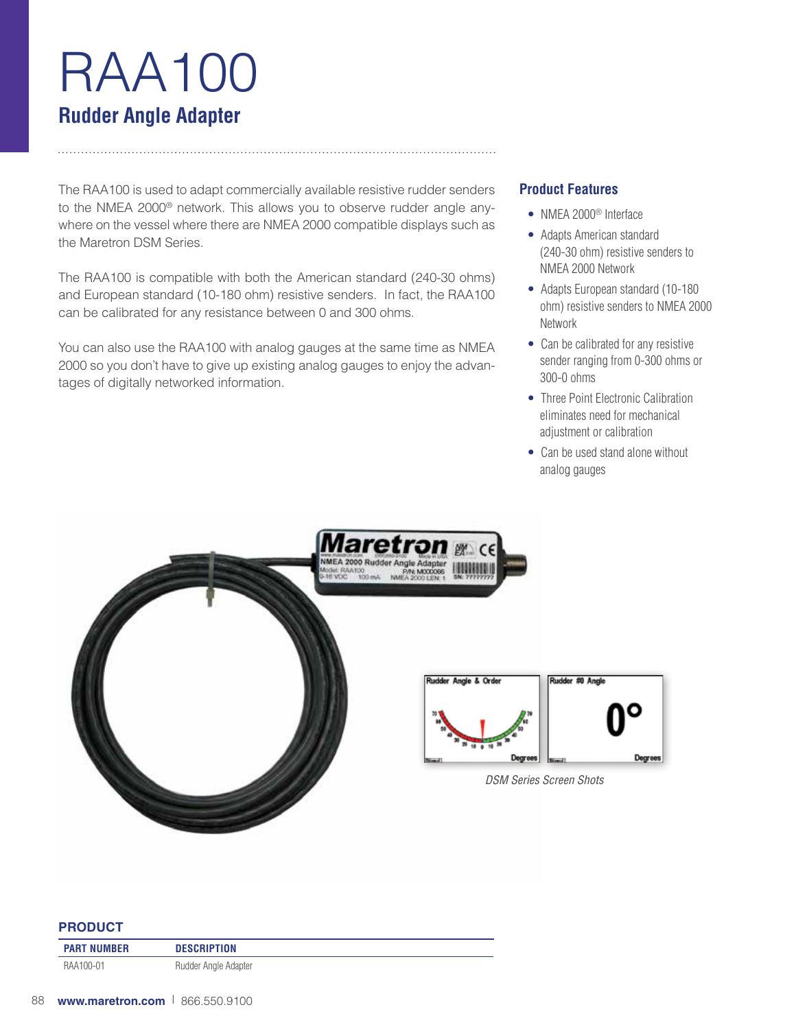# RAA100

## Rudder Angle Adapter

The RAA100 is used to adapt commercially available resistive rudder senders to the NMEA 2000® network. This allows you to observe rudder angle anywhere on the vessel where there are NMEA 2000 compatible displays such as the Maretron DSM Series.

The RAA100 is compatible with both the American standard (240-30 ohms) and European standard (10-180 ohm) resistive senders. In fact, the RAA100 can be calibrated for any resistance between 0 and 300 ohms.

You can also use the RAA100 with analog gauges at the same time as NMEA 2000 so you don't have to give up existing analog gauges to enjoy the advantages of digitally networked information.

### Product Features

- NMEA 2000® Interface
- Adapts American standard (240-30 ohm) resistive senders to NMEA 2000 Network
- Adapts European standard (10-180 ohm) resistive senders to NMEA 2000 Network
- Can be calibrated for any resistive sender ranging from 0-300 ohms or 300-0 ohms
- Three Point Electronic Calibration eliminates need for mechanical adjustment or calibration
- Can be used stand alone without analog gauges

*DSM Series Screen Shots*

### PRODUCT

| PART NUMBER | DESCRIPTION |
|---|---|
| RAA100-01 | Rudder Angle Adapter |

**www.maretron.com** | 866.550.9100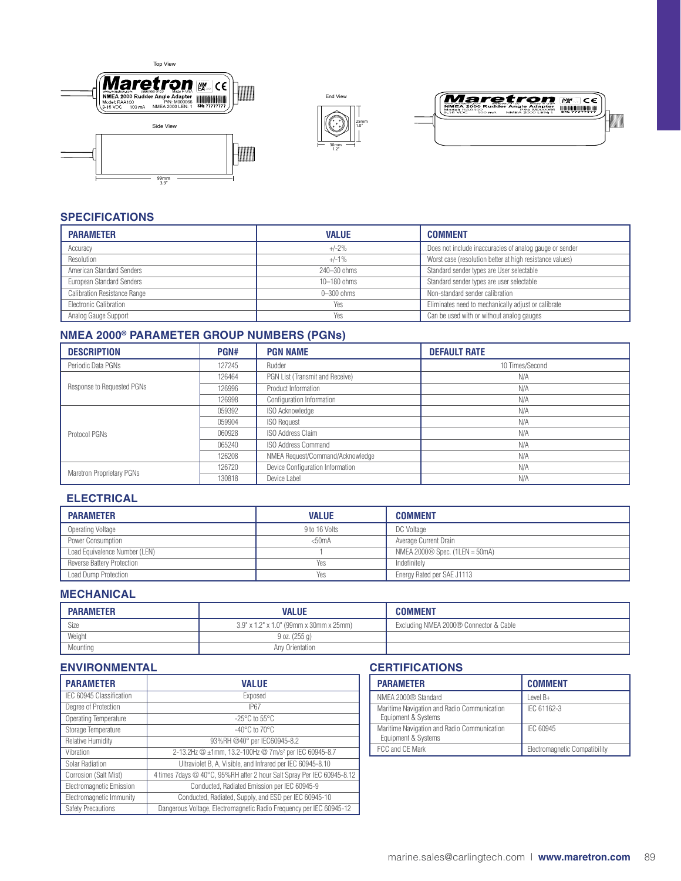Top View

Side View

End View

25mm
1.0"

30mm
1.2"

99mm
3.9"

## SPECIFICATIONS

| PARAMETER | VALUE | COMMENT |
|---|---|---|
| Accuracy | +/-2% | Does not include inaccuracies of analog gauge or sender |
| Resolution | +/-1% | Worst case (resolution better at high resistance values) |
| American Standard Senders | 240–30 ohms | Standard sender types are User selectable |
| European Standard Senders | 10–180 ohms | Standard sender types are user selectable |
| Calibration Resistance Range | 0–300 ohms | Non-standard sender calibration |
| Electronic Calibration | Yes | Eliminates need to mechanically adjust or calibrate |
| Analog Gauge Support | Yes | Can be used with or without analog gauges |

## NMEA 2000® PARAMETER GROUP NUMBERS (PGNs)

| DESCRIPTION | PGN# | PGN NAME | DEFAULT RATE |
|---|---|---|---|
| Periodic Data PGNs | 127245 | Rudder | 10 Times/Second |
| Response to Requested PGNs | 126464 | PGN List (Transmit and Receive) | N/A |
| | 126996 | Product Information | N/A |
| | 126998 | Configuration Information | N/A |
| Protocol PGNs | 059392 | ISO Acknowledge | N/A |
| | 059904 | ISO Request | N/A |
| | 060928 | ISO Address Claim | N/A |
| | 065240 | ISO Address Command | N/A |
| | 126208 | NMEA Request/Command/Acknowledge | N/A |
| Maretron Proprietary PGNs | 126720 | Device Configuration Information | N/A |
| | 130818 | Device Label | N/A |

## ELECTRICAL

| PARAMETER | VALUE | COMMENT |
|---|---|---|
| Operating Voltage | 9 to 16 Volts | DC Voltage |
| Power Consumption | <50mA | Average Current Drain |
| Load Equivalence Number (LEN) | 1 | NMEA 2000® Spec. (1LEN = 50mA) |
| Reverse Battery Protection | Yes | Indefinitely |
| Load Dump Protection | Yes | Energy Rated per SAE J1113 |

## MECHANICAL

| PARAMETER | VALUE | COMMENT |
|---|---|---|
| Size | 3.9" x 1.2" x 1.0" (99mm x 30mm x 25mm) | Excluding NMEA 2000® Connector & Cable |
| Weight | 9 oz. (255 g) | |
| Mounting | Any Orientation | |

## ENVIRONMENTAL

| PARAMETER | VALUE |
|---|---|
| IEC 60945 Classification | Exposed |
| Degree of Protection | IP67 |
| Operating Temperature | -25°C to 55°C |
| Storage Temperature | -40°C to 70°C |
| Relative Humidity | 93%RH @40° per IEC60945-8.2 |
| Vibration | 2-13.2Hz @ ±1mm, 13.2-100Hz @ 7m/s² per IEC 60945-8.7 |
| Solar Radiation | Ultraviolet B, A, Visible, and Infrared per IEC 60945-8.10 |
| Corrosion (Salt Mist) | 4 times 7days @ 40°C, 95%RH after 2 hour Salt Spray Per IEC 60945-8.12 |
| Electromagnetic Emission | Conducted, Radiated Emission per IEC 60945-9 |
| Electromagnetic Immunity | Conducted, Radiated, Supply, and ESD per IEC 60945-10 |
| Safety Precautions | Dangerous Voltage, Electromagnetic Radio Frequency per IEC 60945-12 |

## CERTIFICATIONS

| PARAMETER | COMMENT |
|---|---|
| NMEA 2000® Standard | Level B+ |
| Maritime Navigation and Radio Communication Equipment & Systems | IEC 61162-3 |
| Maritime Navigation and Radio Communication Equipment & Systems | IEC 60945 |
| FCC and CE Mark | Electromagnetic Compatibility |

marine.sales@carlingtech.com | **www.maretron.com**